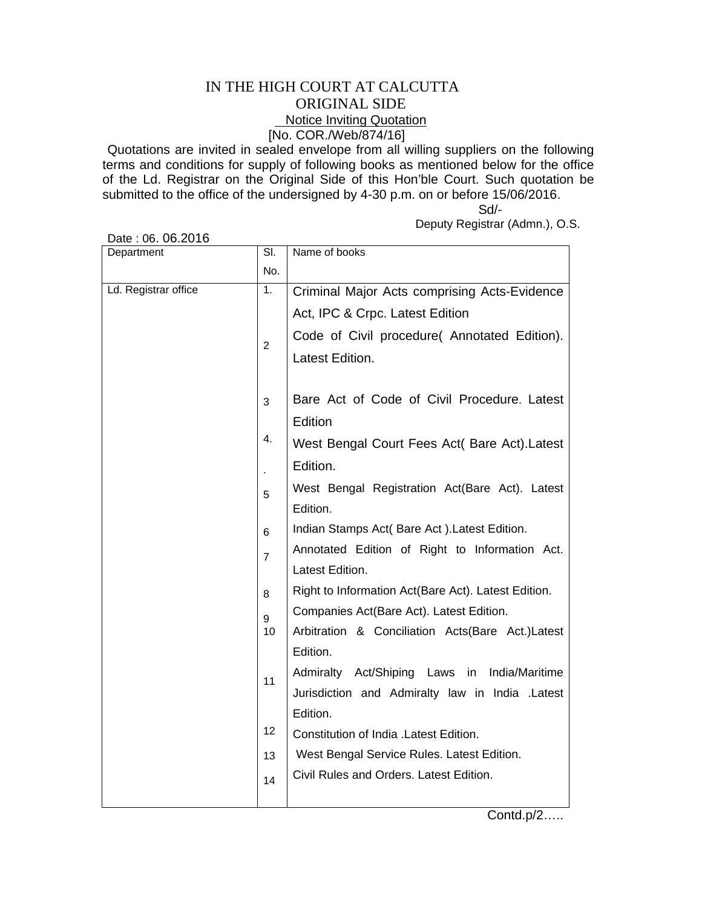# IN THE HIGH COURT AT CALCUTTA

## ORIGINAL SIDE

### Notice Inviting Quotation

[No. COR./Web/874/16]

Quotations are invited in sealed envelope from all willing suppliers on the following terms and conditions for supply of following books as mentioned below for the office of the Ld. Registrar on the Original Side of this Hon'ble Court. Such quotation be submitted to the office of the undersigned by 4-30 p.m. on or before 15/06/2016.

Sd/-

Deputy Registrar (Admn.), O.S.

Date : 06. 06.2016

| Department | Sl. No. | Name of books |
|---|---|---|
| Ld. Registrar office | 1. | Criminal Major Acts comprising Acts-Evidence Act, IPC & Crpc. Latest Edition |
| | 2 | Code of Civil procedure( Annotated Edition). Latest Edition. |
| | 3 | Bare Act of Code of Civil Procedure. Latest Edition |
| | 4. | West Bengal Court Fees Act( Bare Act).Latest Edition. |
| | 5 | West Bengal Registration Act(Bare Act). Latest Edition. |
| | 6 | Indian Stamps Act( Bare Act ).Latest Edition. |
| | 7 | Annotated Edition of Right to Information Act. Latest Edition. |
| | 8 | Right to Information Act(Bare Act). Latest Edition. |
| | 9 | Companies Act(Bare Act). Latest Edition. |
| | 10 | Arbitration & Conciliation Acts(Bare Act.)Latest Edition. |
| | 11 | Admiralty Act/Shiping Laws in India/Maritime Jurisdiction and Admiralty law in India .Latest Edition. |
| | 12 | Constitution of India .Latest Edition. |
| | 13 | West Bengal Service Rules. Latest Edition. |
| | 14 | Civil Rules and Orders. Latest Edition. |

Contd.p/2…..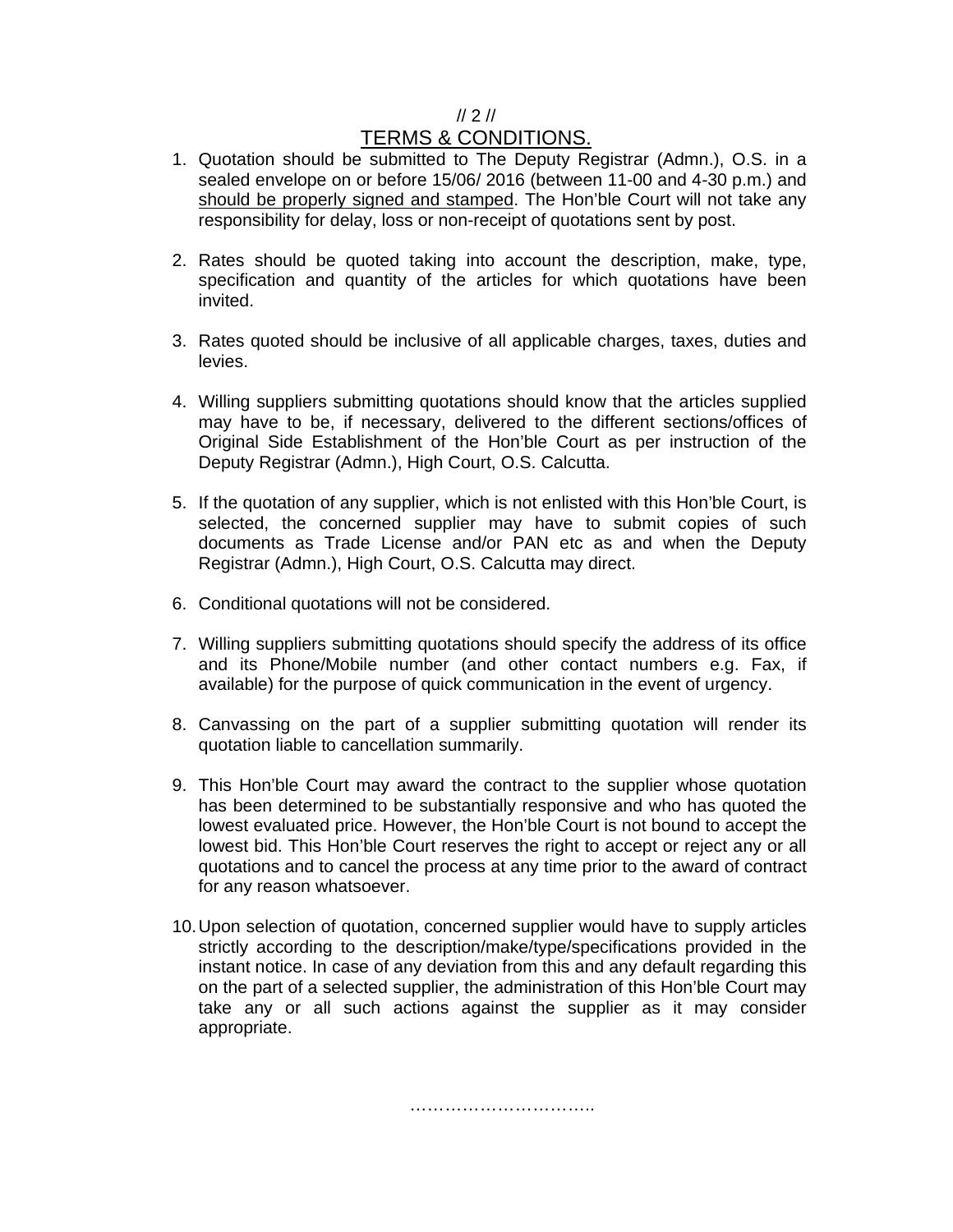## TERMS & CONDITIONS.

1. Quotation should be submitted to The Deputy Registrar (Admn.), O.S. in a sealed envelope on or before 15/06/ 2016 (between 11-00 and 4-30 p.m.) and should be properly signed and stamped. The Hon'ble Court will not take any responsibility for delay, loss or non-receipt of quotations sent by post.

2. Rates should be quoted taking into account the description, make, type, specification and quantity of the articles for which quotations have been invited.

3. Rates quoted should be inclusive of all applicable charges, taxes, duties and levies.

4. Willing suppliers submitting quotations should know that the articles supplied may have to be, if necessary, delivered to the different sections/offices of Original Side Establishment of the Hon'ble Court as per instruction of the Deputy Registrar (Admn.), High Court, O.S. Calcutta.

5. If the quotation of any supplier, which is not enlisted with this Hon'ble Court, is selected, the concerned supplier may have to submit copies of such documents as Trade License and/or PAN etc as and when the Deputy Registrar (Admn.), High Court, O.S. Calcutta may direct.

6. Conditional quotations will not be considered.

7. Willing suppliers submitting quotations should specify the address of its office and its Phone/Mobile number (and other contact numbers e.g. Fax, if available) for the purpose of quick communication in the event of urgency.

8. Canvassing on the part of a supplier submitting quotation will render its quotation liable to cancellation summarily.

9. This Hon'ble Court may award the contract to the supplier whose quotation has been determined to be substantially responsive and who has quoted the lowest evaluated price. However, the Hon'ble Court is not bound to accept the lowest bid. This Hon'ble Court reserves the right to accept or reject any or all quotations and to cancel the process at any time prior to the award of contract for any reason whatsoever.

10. Upon selection of quotation, concerned supplier would have to supply articles strictly according to the description/make/type/specifications provided in the instant notice. In case of any deviation from this and any default regarding this on the part of a selected supplier, the administration of this Hon'ble Court may take any or all such actions against the supplier as it may consider appropriate.

…………………………..